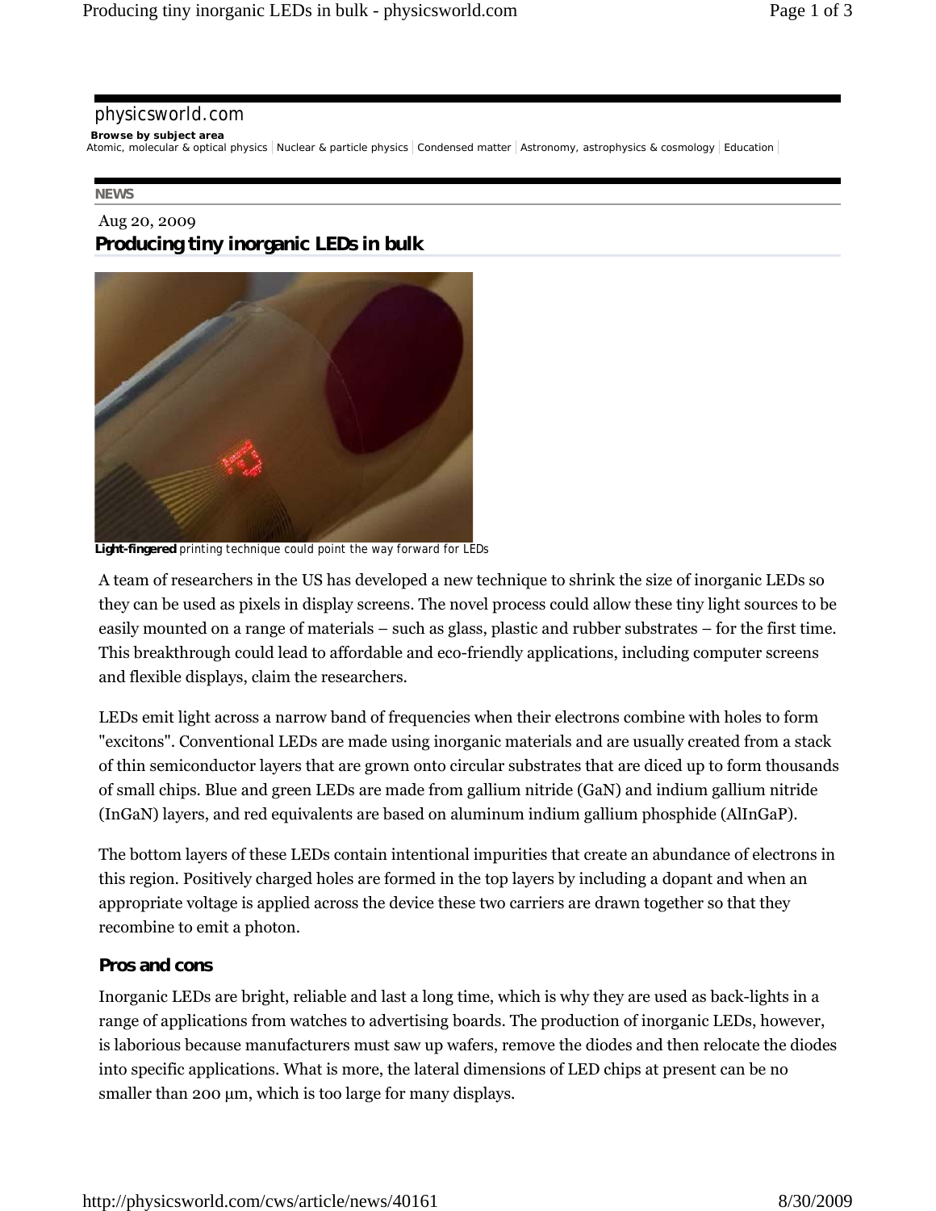physicsworld.com

**Browse by subject area**
Atomic, molecular & optical physics | Nuclear & particle physics | Condensed matter | Astronomy, astrophysics & cosmology | Education

**NEWS**

Aug 20, 2009

# Producing tiny inorganic LEDs in bulk

**Light-fingered** printing technique could point the way forward for LEDs

A team of researchers in the US has developed a new technique to shrink the size of inorganic LEDs so they can be used as pixels in display screens. The novel process could allow these tiny light sources to be easily mounted on a range of materials – such as glass, plastic and rubber substrates – for the first time. This breakthrough could lead to affordable and eco-friendly applications, including computer screens and flexible displays, claim the researchers.

LEDs emit light across a narrow band of frequencies when their electrons combine with holes to form "excitons". Conventional LEDs are made using inorganic materials and are usually created from a stack of thin semiconductor layers that are grown onto circular substrates that are diced up to form thousands of small chips. Blue and green LEDs are made from gallium nitride (GaN) and indium gallium nitride (InGaN) layers, and red equivalents are based on aluminum indium gallium phosphide (AlInGaP).

The bottom layers of these LEDs contain intentional impurities that create an abundance of electrons in this region. Positively charged holes are formed in the top layers by including a dopant and when an appropriate voltage is applied across the device these two carriers are drawn together so that they recombine to emit a photon.

## Pros and cons

Inorganic LEDs are bright, reliable and last a long time, which is why they are used as back-lights in a range of applications from watches to advertising boards. The production of inorganic LEDs, however, is laborious because manufacturers must saw up wafers, remove the diodes and then relocate the diodes into specific applications. What is more, the lateral dimensions of LED chips at present can be no smaller than 200 μm, which is too large for many displays.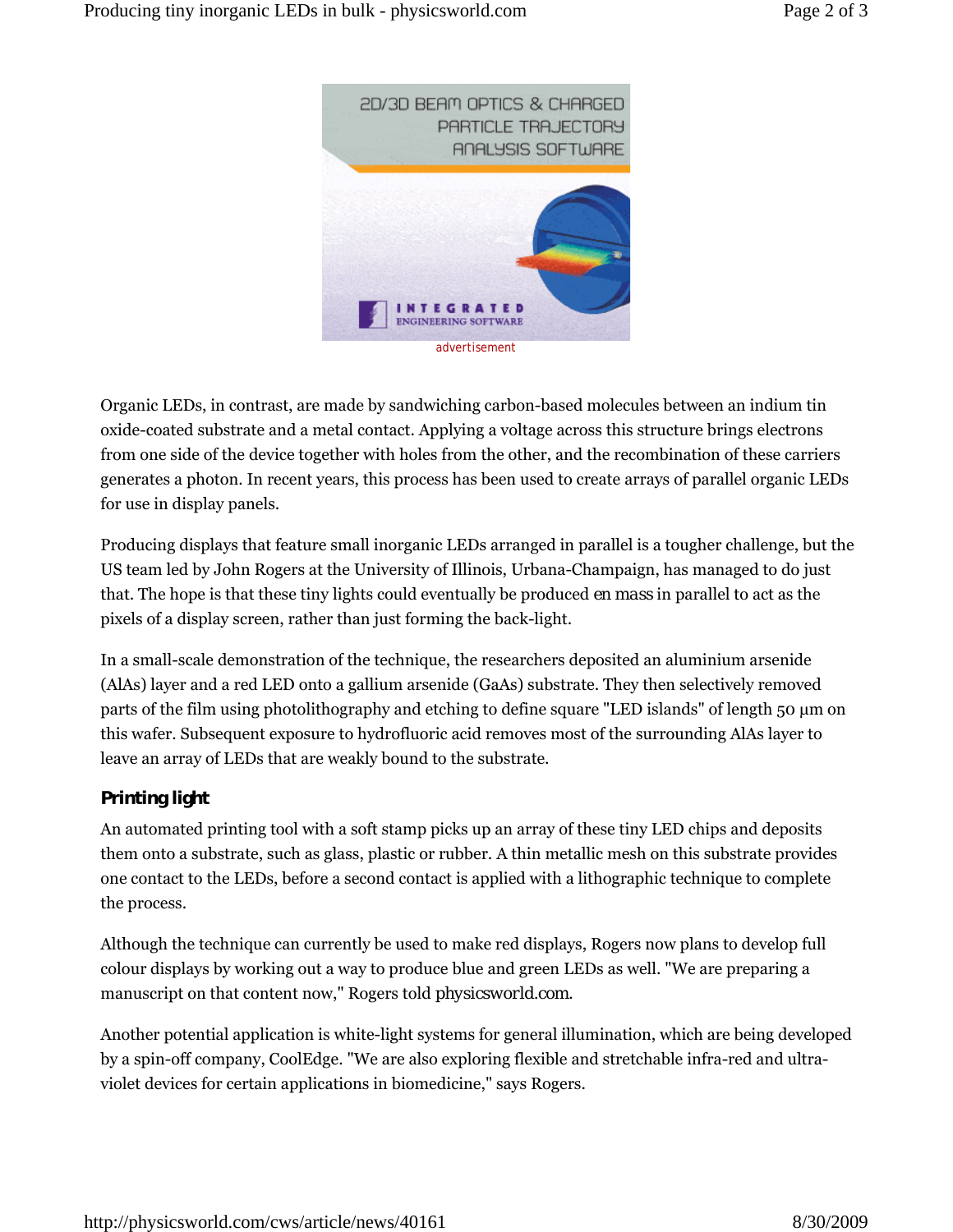Organic LEDs, in contrast, are made by sandwiching carbon-based molecules between an indium tin oxide-coated substrate and a metal contact. Applying a voltage across this structure brings electrons from one side of the device together with holes from the other, and the recombination of these carriers generates a photon. In recent years, this process has been used to create arrays of parallel organic LEDs for use in display panels.

Producing displays that feature small inorganic LEDs arranged in parallel is a tougher challenge, but the US team led by John Rogers at the University of Illinois, Urbana-Champaign, has managed to do just that. The hope is that these tiny lights could eventually be produced *en mass* in parallel to act as the pixels of a display screen, rather than just forming the back-light.

In a small-scale demonstration of the technique, the researchers deposited an aluminium arsenide (AlAs) layer and a red LED onto a gallium arsenide (GaAs) substrate. They then selectively removed parts of the film using photolithography and etching to define square "LED islands" of length 50 µm on this wafer. Subsequent exposure to hydrofluoric acid removes most of the surrounding AlAs layer to leave an array of LEDs that are weakly bound to the substrate.

## Printing light

An automated printing tool with a soft stamp picks up an array of these tiny LED chips and deposits them onto a substrate, such as glass, plastic or rubber. A thin metallic mesh on this substrate provides one contact to the LEDs, before a second contact is applied with a lithographic technique to complete the process.

Although the technique can currently be used to make red displays, Rogers now plans to develop full colour displays by working out a way to produce blue and green LEDs as well. "We are preparing a manuscript on that content now," Rogers told physicsworld.com.

Another potential application is white-light systems for general illumination, which are being developed by a spin-off company, CoolEdge. "We are also exploring flexible and stretchable infra-red and ultra-violet devices for certain applications in biomedicine," says Rogers.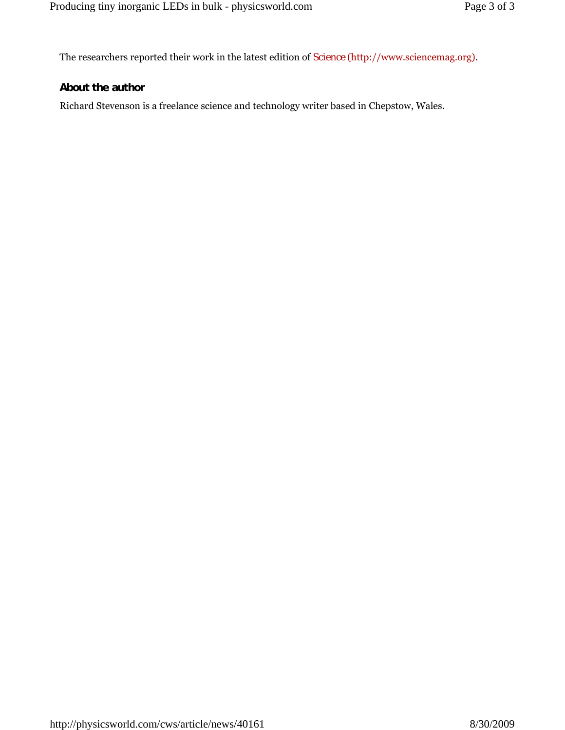The researchers reported their work in the latest edition of *Science* (http://www.sciencemag.org).

### About the author

Richard Stevenson is a freelance science and technology writer based in Chepstow, Wales.